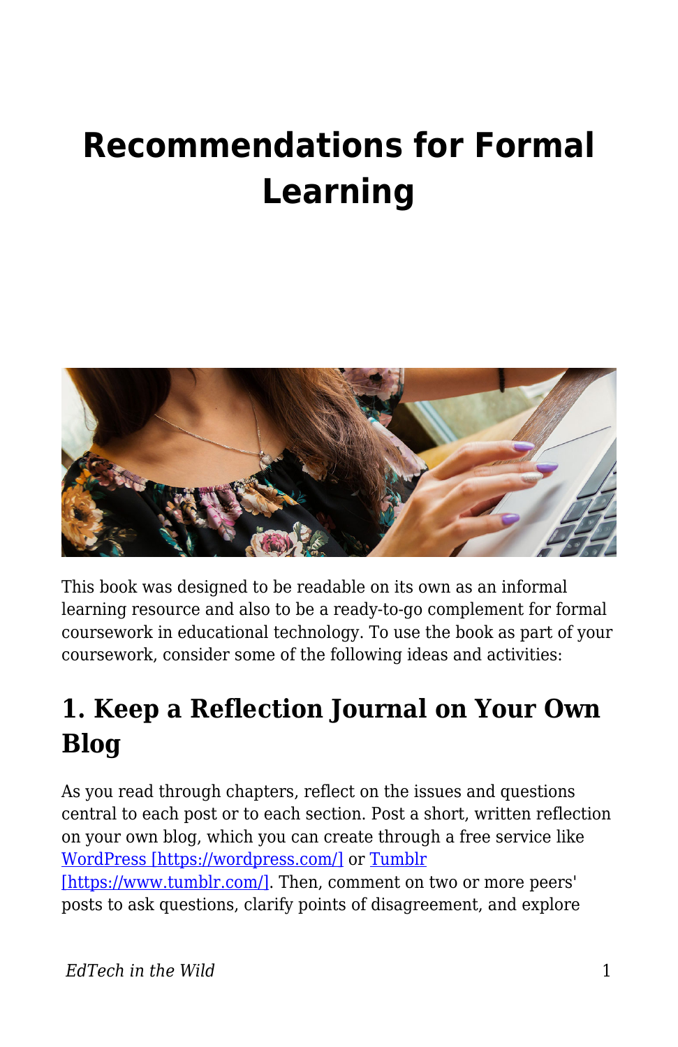# Recommendations for Formal Learning

This book was designed to be readable on its own as an informal learning resource and also to be a ready-to-go complement for formal coursework in educational technology. To use the book as part of your coursework, consider some of the following ideas and activities:

## 1. Keep a Reflection Journal on Your Own Blog

As you read through chapters, reflect on the issues and questions central to each post or to each section. Post a short, written reflection on your own blog, which you can create through a free service like [WordPress [https://wordpress.com/]](https://wordpress.com/) or [Tumblr [https://www.tumblr.com/]](https://www.tumblr.com/). Then, comment on two or more peers' posts to ask questions, clarify points of disagreement, and explore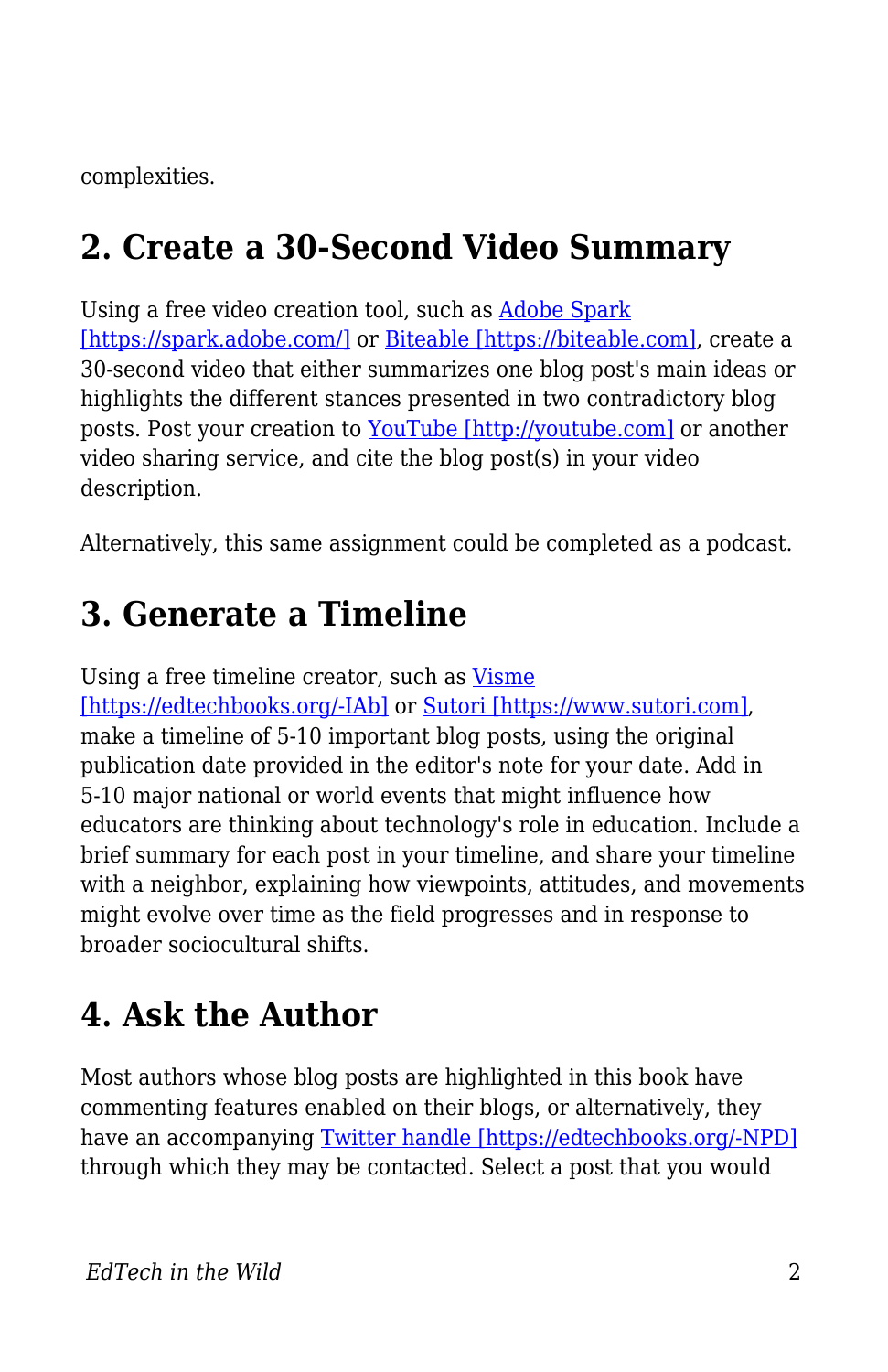complexities.

## 2. Create a 30-Second Video Summary

Using a free video creation tool, such as [Adobe Spark [https://spark.adobe.com/]](https://spark.adobe.com/) or [Biteable [https://biteable.com]](https://biteable.com), create a 30-second video that either summarizes one blog post's main ideas or highlights the different stances presented in two contradictory blog posts. Post your creation to [YouTube [http://youtube.com]](http://youtube.com) or another video sharing service, and cite the blog post(s) in your video description.

Alternatively, this same assignment could be completed as a podcast.

## 3. Generate a Timeline

Using a free timeline creator, such as [Visme [https://edtechbooks.org/-IAb]](https://edtechbooks.org/-IAb) or [Sutori [https://www.sutori.com]](https://www.sutori.com), make a timeline of 5-10 important blog posts, using the original publication date provided in the editor's note for your date. Add in 5-10 major national or world events that might influence how educators are thinking about technology's role in education. Include a brief summary for each post in your timeline, and share your timeline with a neighbor, explaining how viewpoints, attitudes, and movements might evolve over time as the field progresses and in response to broader sociocultural shifts.

## 4. Ask the Author

Most authors whose blog posts are highlighted in this book have commenting features enabled on their blogs, or alternatively, they have an accompanying [Twitter handle [https://edtechbooks.org/-NPD]](https://edtechbooks.org/-NPD) through which they may be contacted. Select a post that you would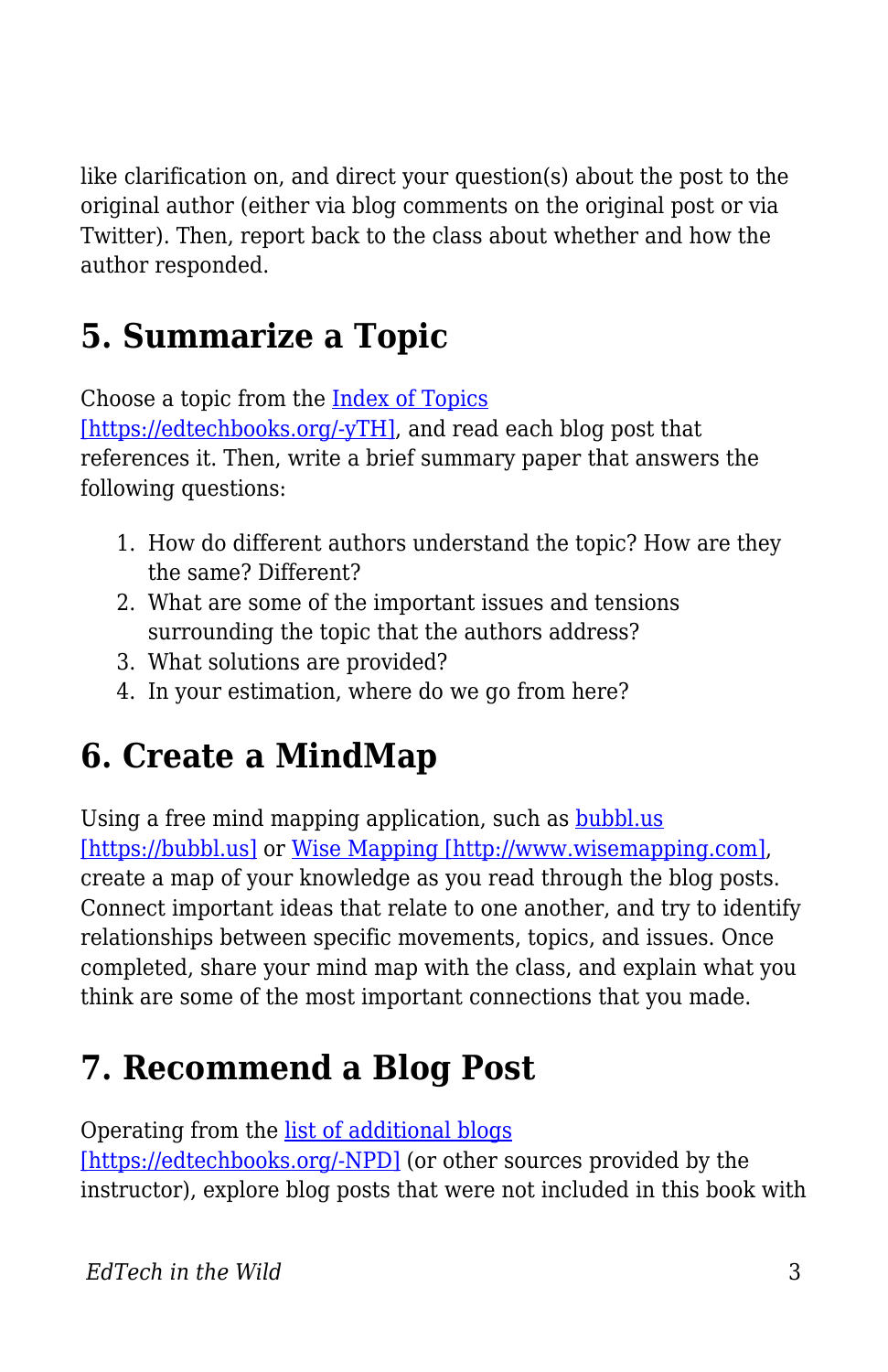like clarification on, and direct your question(s) about the post to the original author (either via blog comments on the original post or via Twitter). Then, report back to the class about whether and how the author responded.

## 5. Summarize a Topic

Choose a topic from the [Index of Topics [https://edtechbooks.org/-yTH]](https://edtechbooks.org/-yTH), and read each blog post that references it. Then, write a brief summary paper that answers the following questions:

1. How do different authors understand the topic? How are they the same? Different?
2. What are some of the important issues and tensions surrounding the topic that the authors address?
3. What solutions are provided?
4. In your estimation, where do we go from here?

## 6. Create a MindMap

Using a free mind mapping application, such as [bubbl.us [https://bubbl.us]](https://bubbl.us) or [Wise Mapping [http://www.wisemapping.com]](http://www.wisemapping.com), create a map of your knowledge as you read through the blog posts. Connect important ideas that relate to one another, and try to identify relationships between specific movements, topics, and issues. Once completed, share your mind map with the class, and explain what you think are some of the most important connections that you made.

## 7. Recommend a Blog Post

Operating from the [list of additional blogs [https://edtechbooks.org/-NPD]](https://edtechbooks.org/-NPD) (or other sources provided by the instructor), explore blog posts that were not included in this book with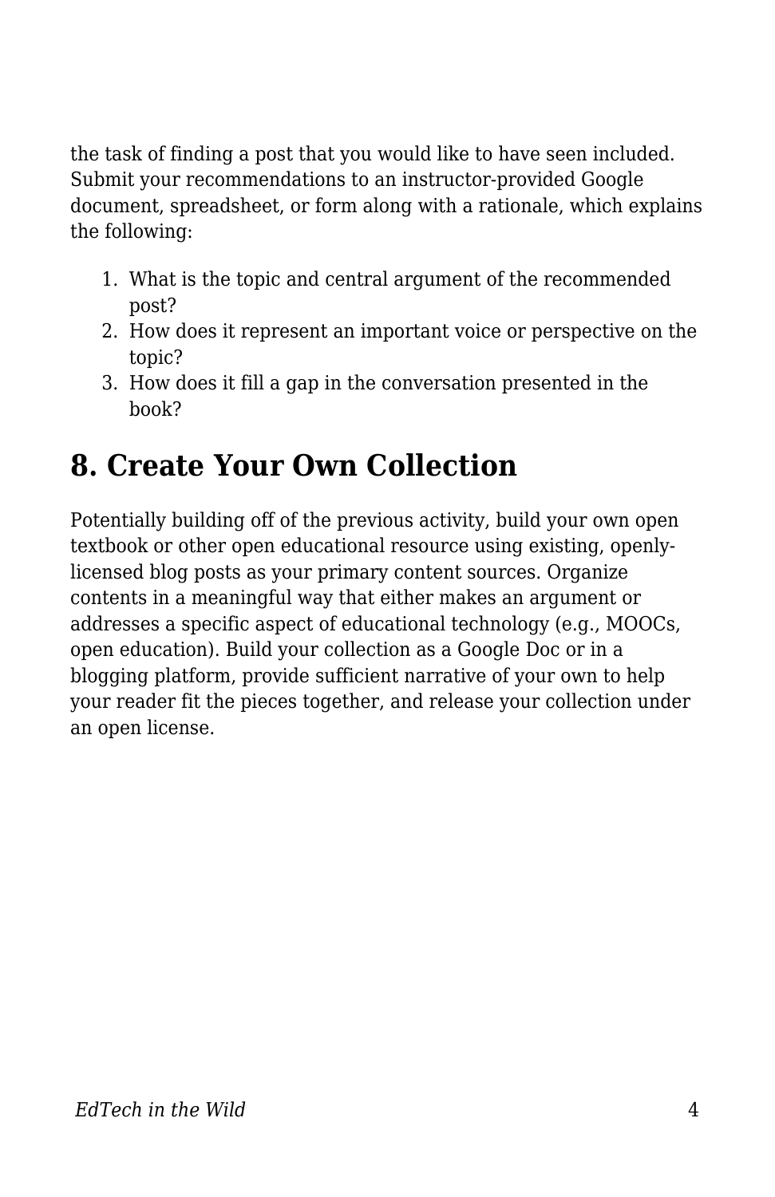the task of finding a post that you would like to have seen included. Submit your recommendations to an instructor-provided Google document, spreadsheet, or form along with a rationale, which explains the following:

1. What is the topic and central argument of the recommended post?
2. How does it represent an important voice or perspective on the topic?
3. How does it fill a gap in the conversation presented in the book?

## 8. Create Your Own Collection

Potentially building off of the previous activity, build your own open textbook or other open educational resource using existing, openly-licensed blog posts as your primary content sources. Organize contents in a meaningful way that either makes an argument or addresses a specific aspect of educational technology (e.g., MOOCs, open education). Build your collection as a Google Doc or in a blogging platform, provide sufficient narrative of your own to help your reader fit the pieces together, and release your collection under an open license.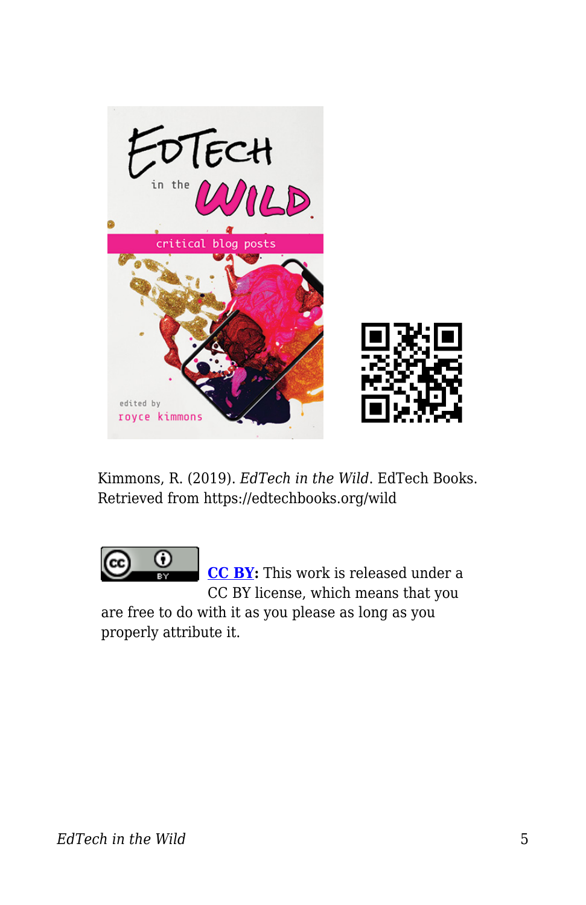Kimmons, R. (2019). *EdTech in the Wild*. EdTech Books. Retrieved from https://edtechbooks.org/wild

**CC BY:** This work is released under a CC BY license, which means that you are free to do with it as you please as long as you properly attribute it.